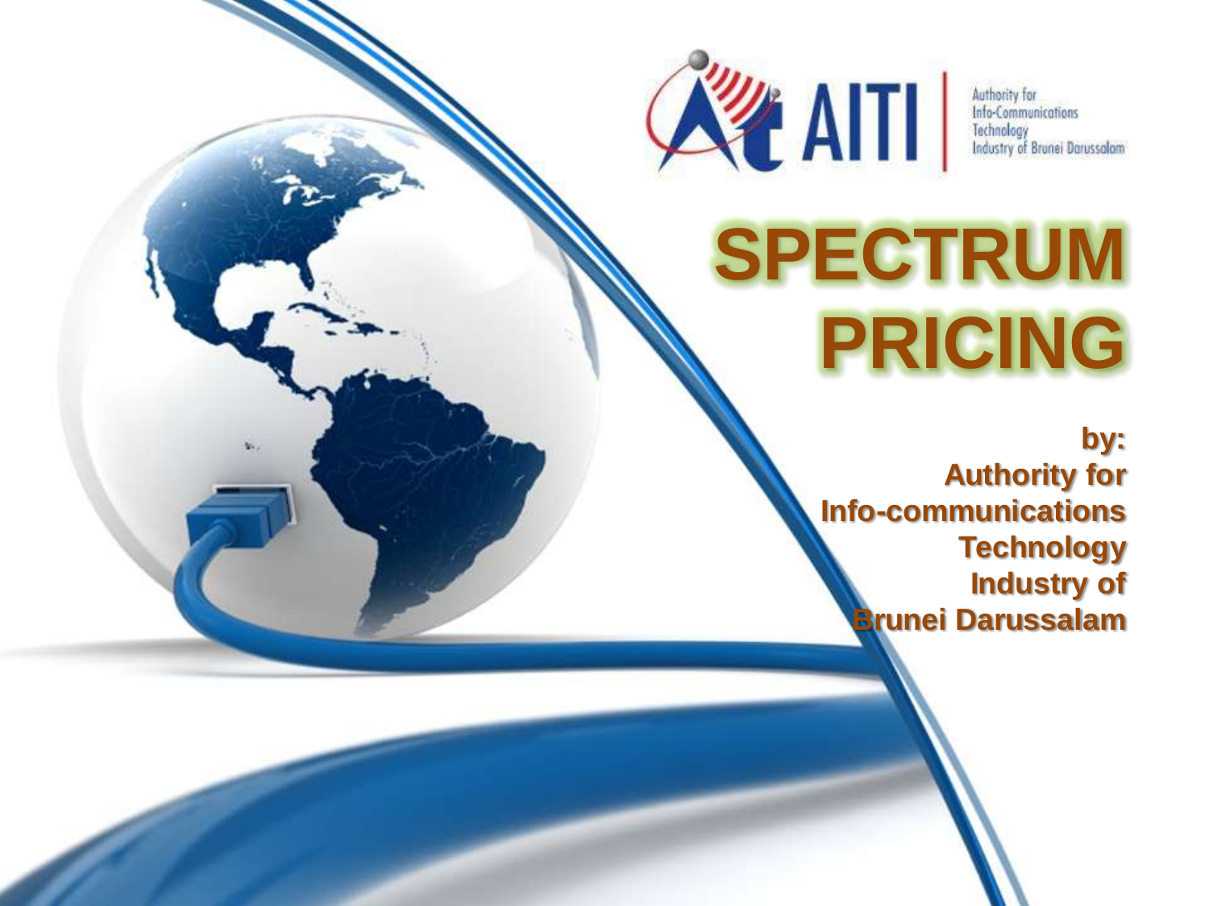AITI | Authority for Info-Communications Technology Industry of Brunei Darussalam

# SPECTRUM PRICING

**by:**
**Authority for Info-communications Technology Industry of Brunei Darussalam**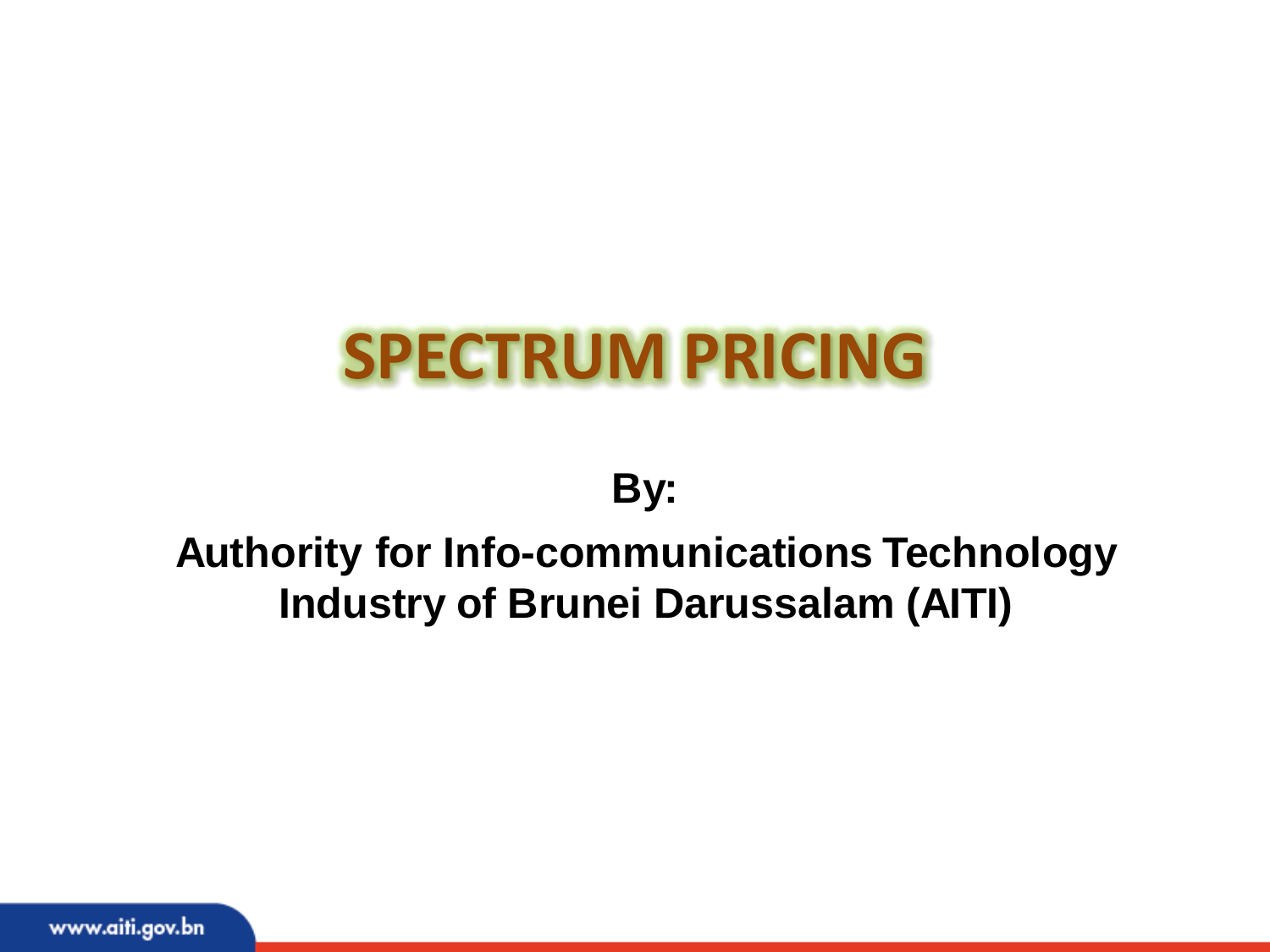# SPECTRUM PRICING

**By:**

**Authority for Info-communications Technology Industry of Brunei Darussalam (AITI)**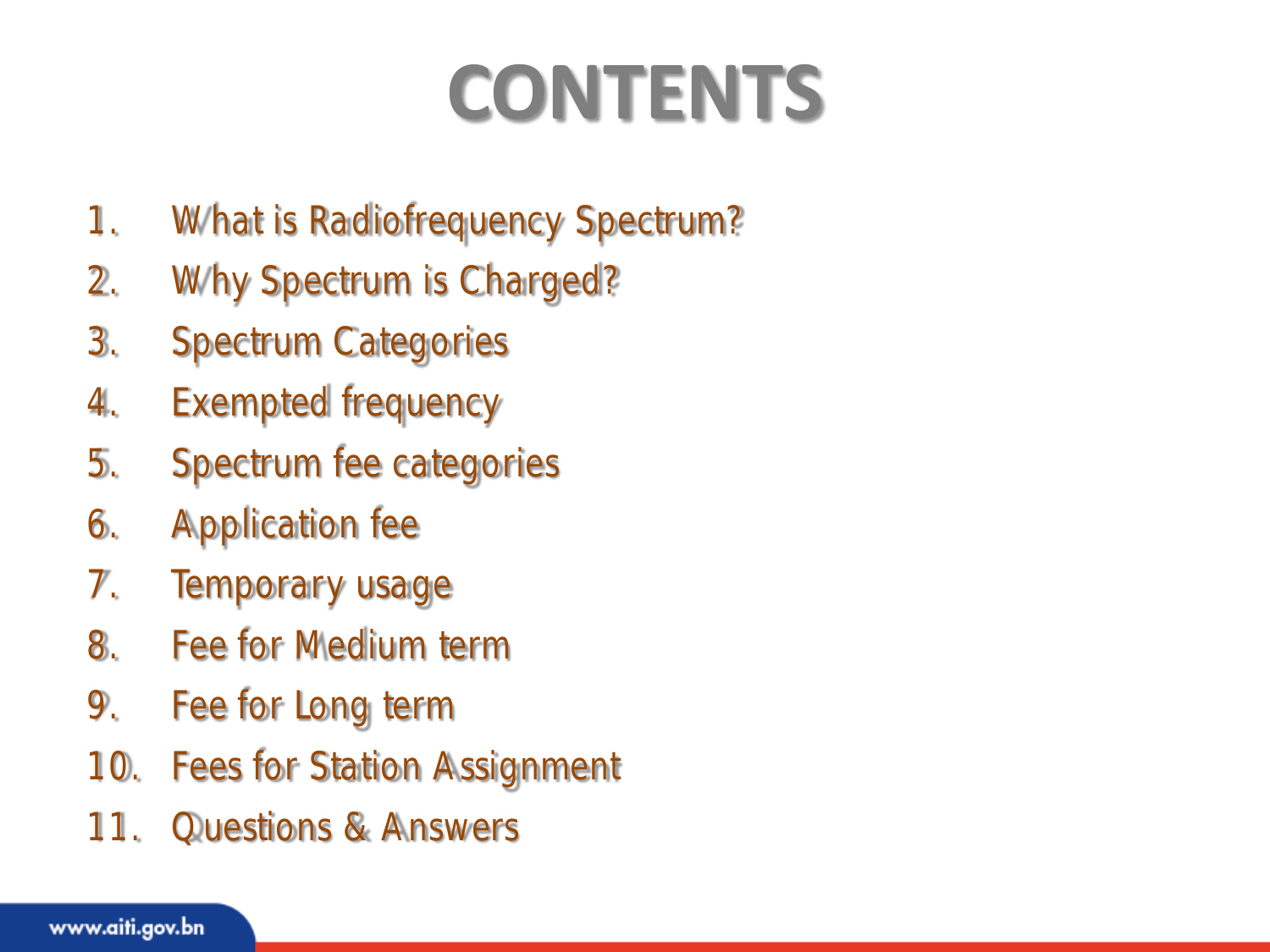# CONTENTS

1. What is Radiofrequency Spectrum?
2. Why Spectrum is Charged?
3. Spectrum Categories
4. Exempted frequency
5. Spectrum fee categories
6. Application fee
7. Temporary usage
8. Fee for Medium term
9. Fee for Long term
10. Fees for Station Assignment
11. Questions & Answers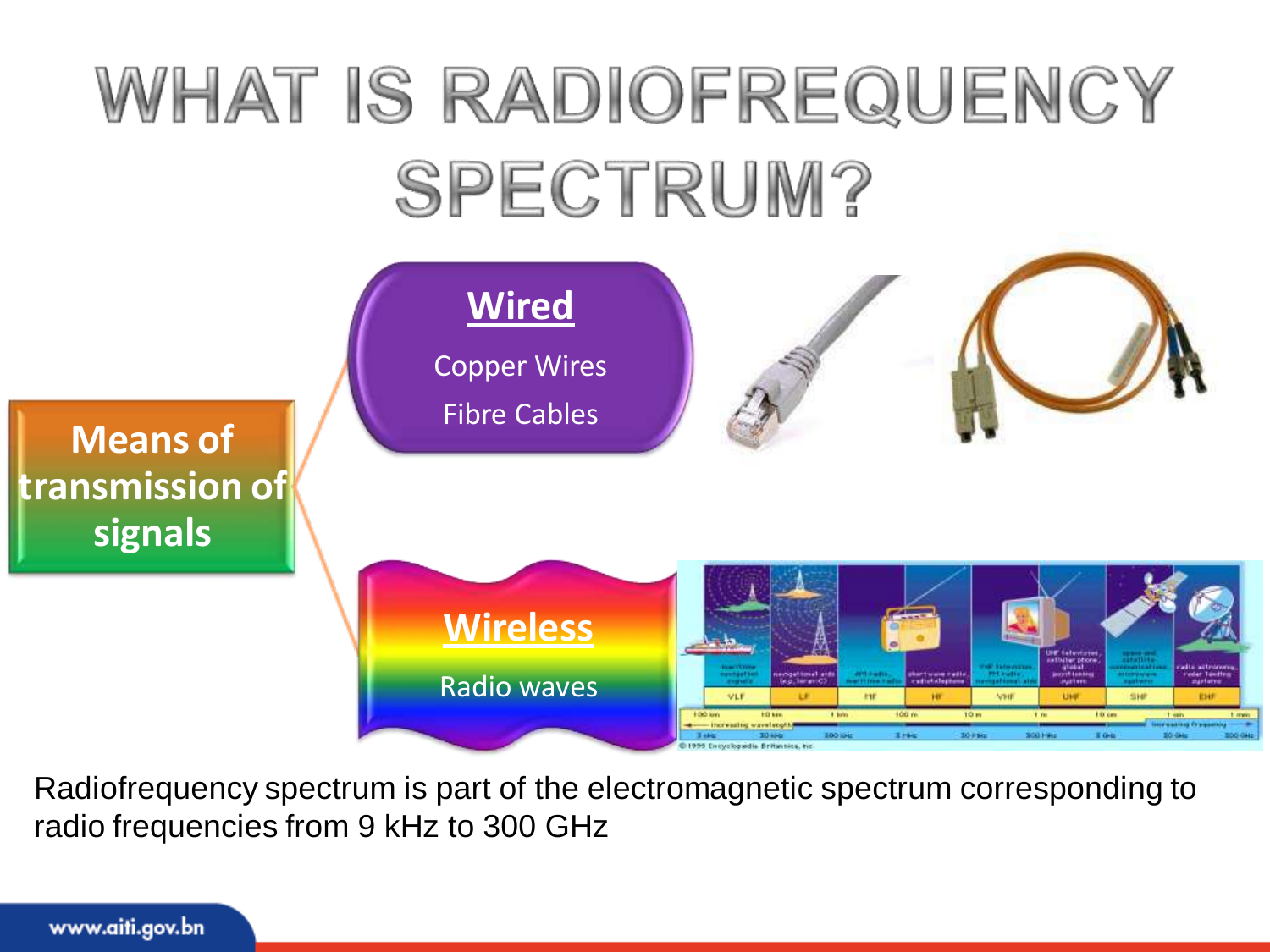# WHAT IS RADIOFREQUENCY SPECTRUM?

**Means of transmission of signals**

- **Wired**
  - Copper Wires
  - Fibre Cables
- **Wireless**
  - Radio waves

Radiofrequency spectrum is part of the electromagnetic spectrum corresponding to radio frequencies from 9 kHz to 300 GHz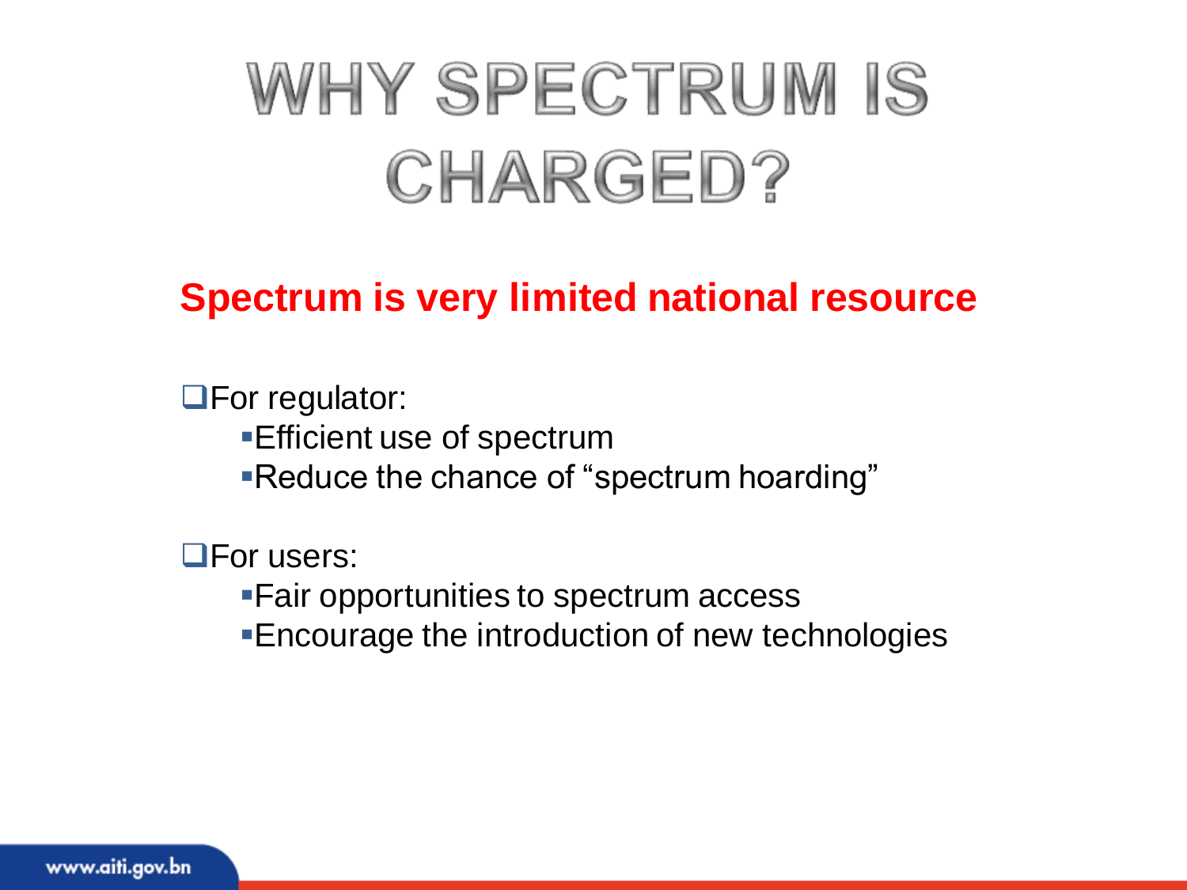# WHY SPECTRUM IS CHARGED?

**Spectrum is very limited national resource**

- For regulator:
  - Efficient use of spectrum
  - Reduce the chance of "spectrum hoarding"

- For users:
  - Fair opportunities to spectrum access
  - Encourage the introduction of new technologies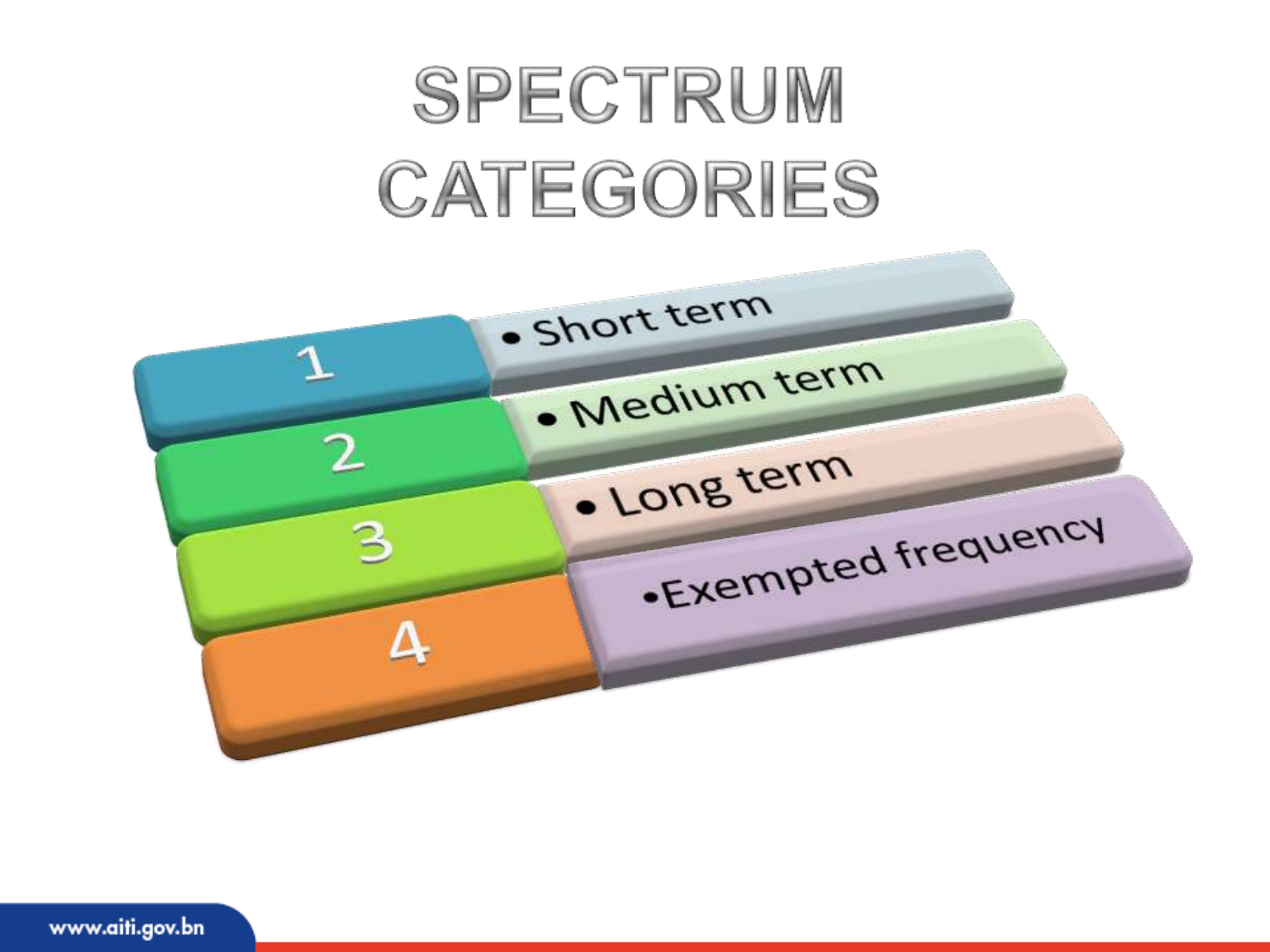# SPECTRUM CATEGORIES

1. Short term
2. Medium term
3. Long term
4. Exempted frequency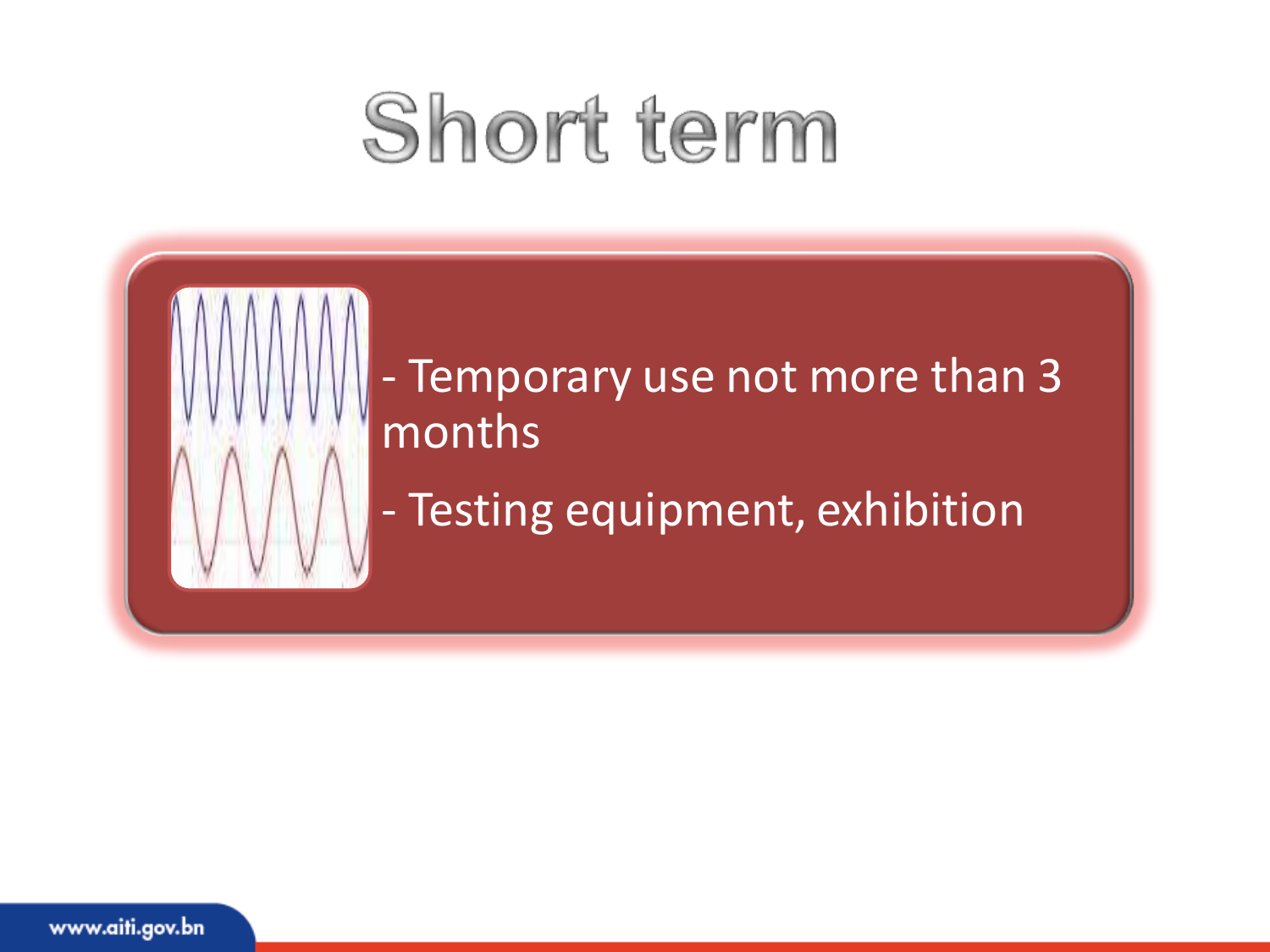# Short term

- Temporary use not more than 3 months
- Testing equipment, exhibition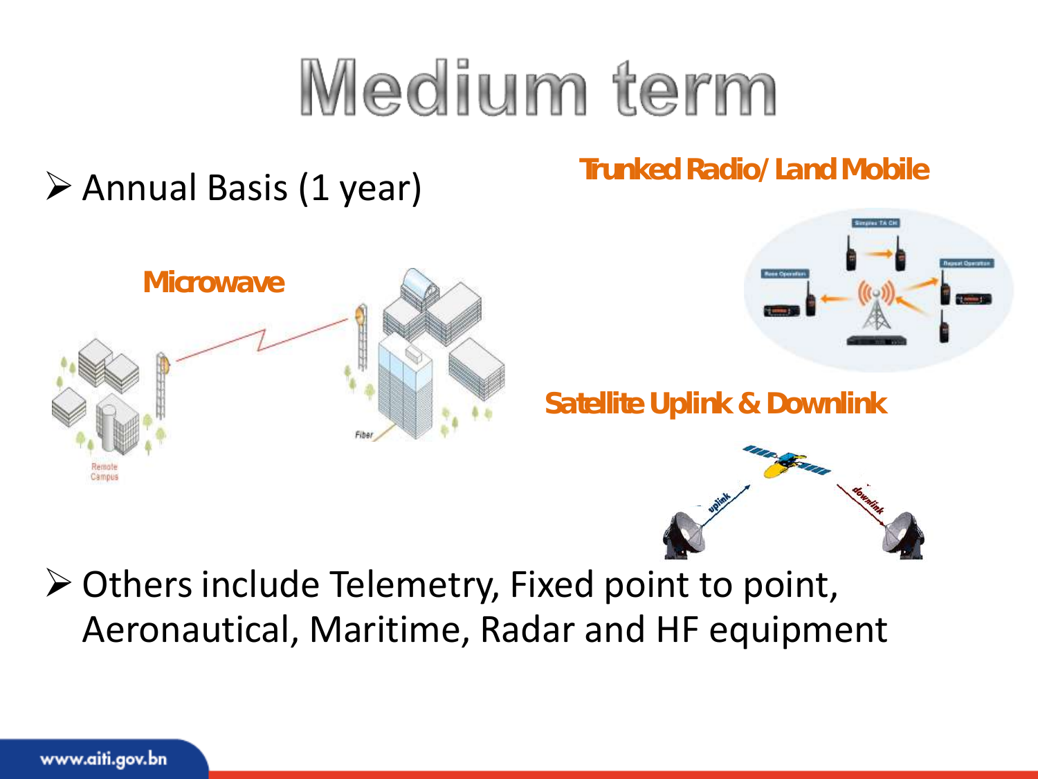# Medium term

- Annual Basis (1 year)

**Trunked Radio/ Land Mobile**

**Microwave**

**Satellite Uplink & Downlink**

- Others include Telemetry, Fixed point to point, Aeronautical, Maritime, Radar and HF equipment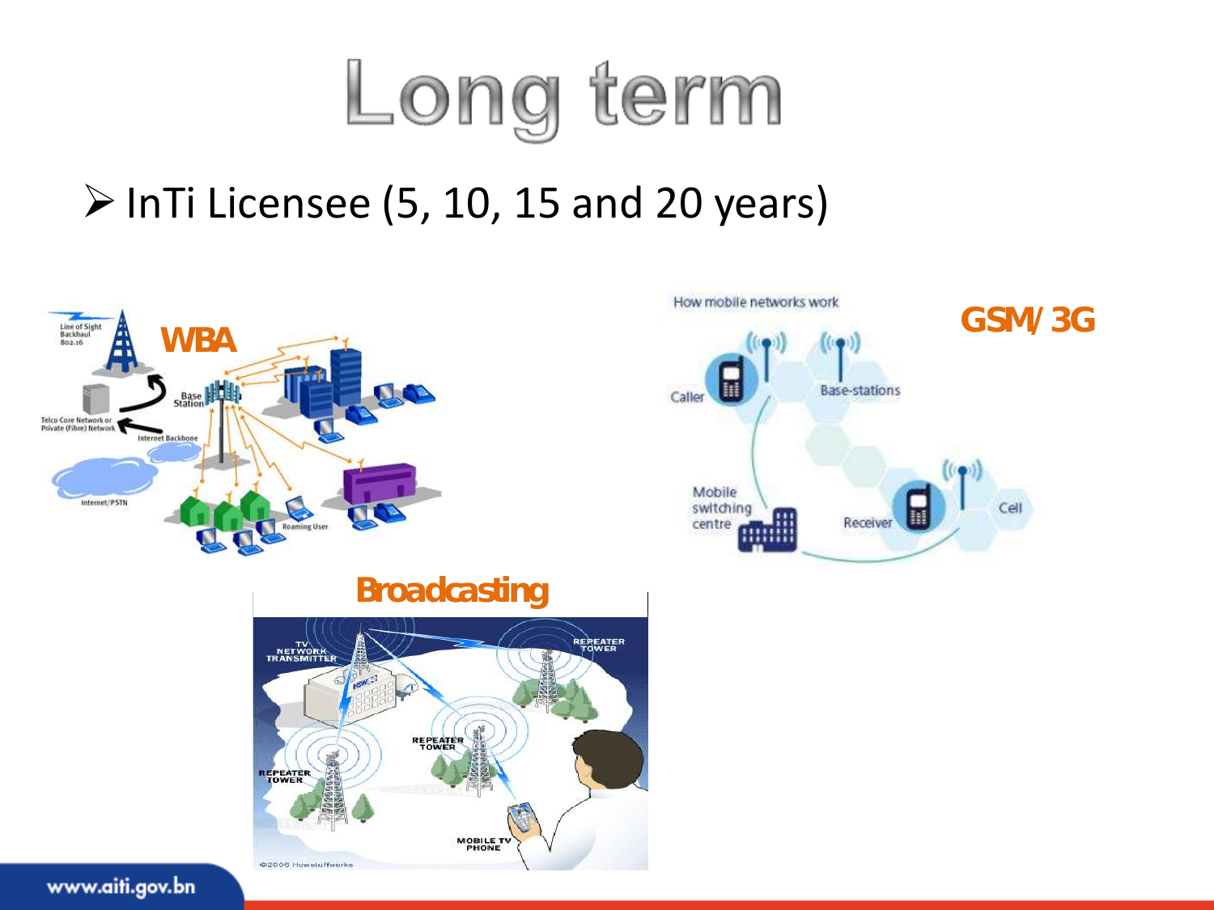# Long term

- InTi Licensee (5, 10, 15 and 20 years)

WBA

GSM/3G

Broadcasting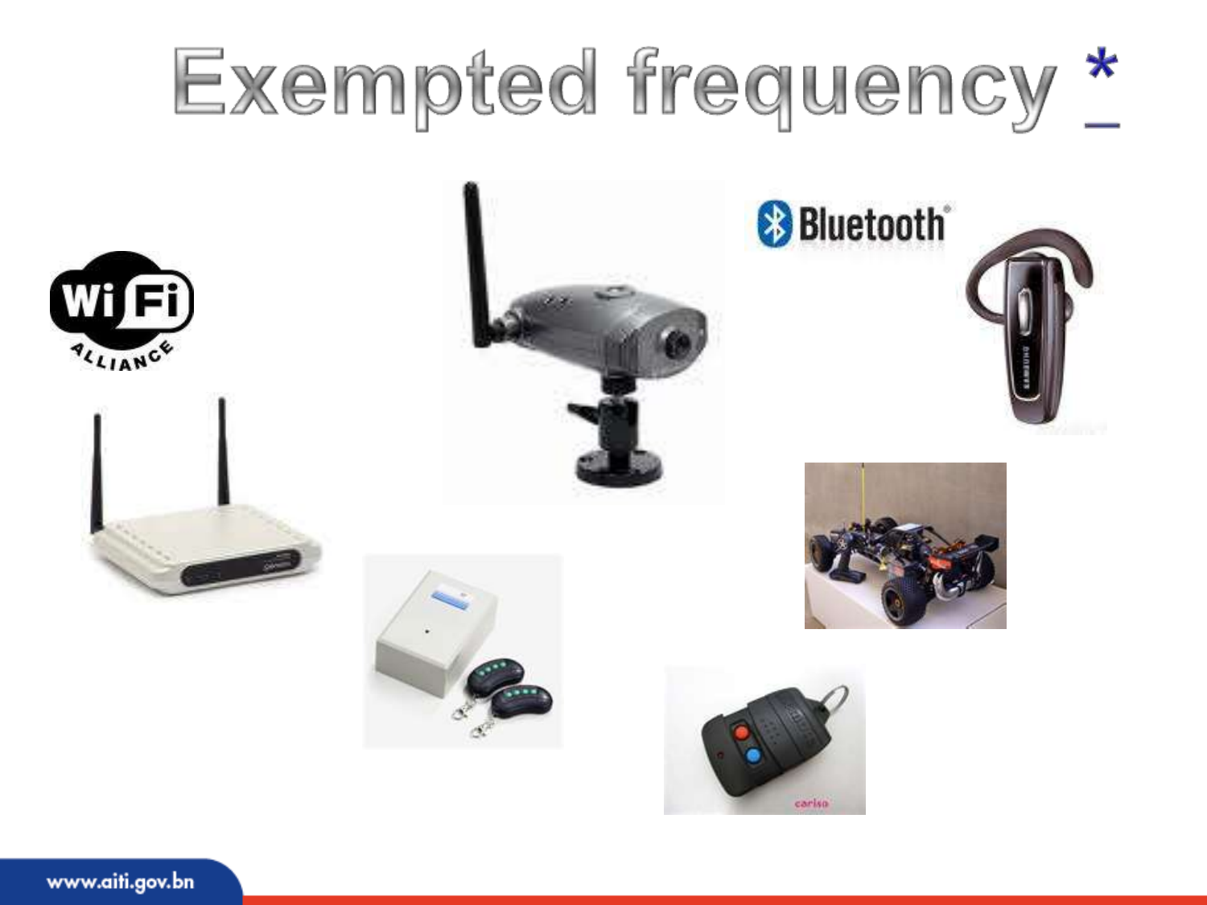# Exempted frequency *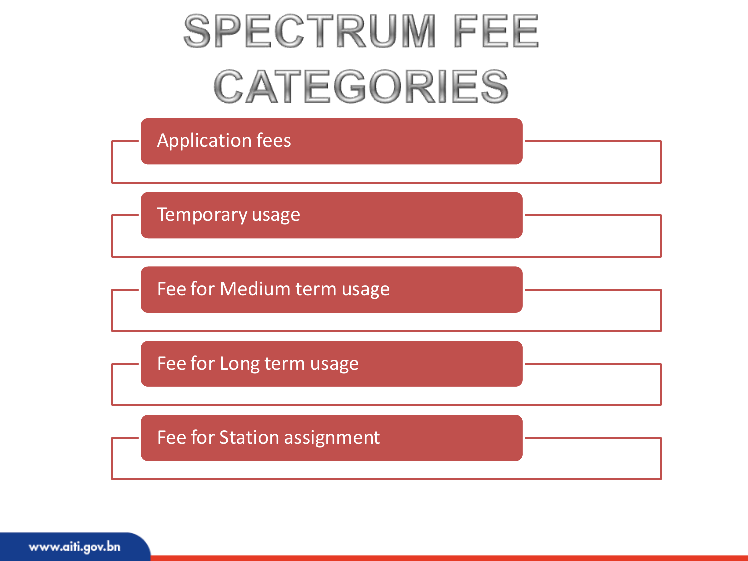# SPECTRUM FEE CATEGORIES

- Application fees
- Temporary usage
- Fee for Medium term usage
- Fee for Long term usage
- Fee for Station assignment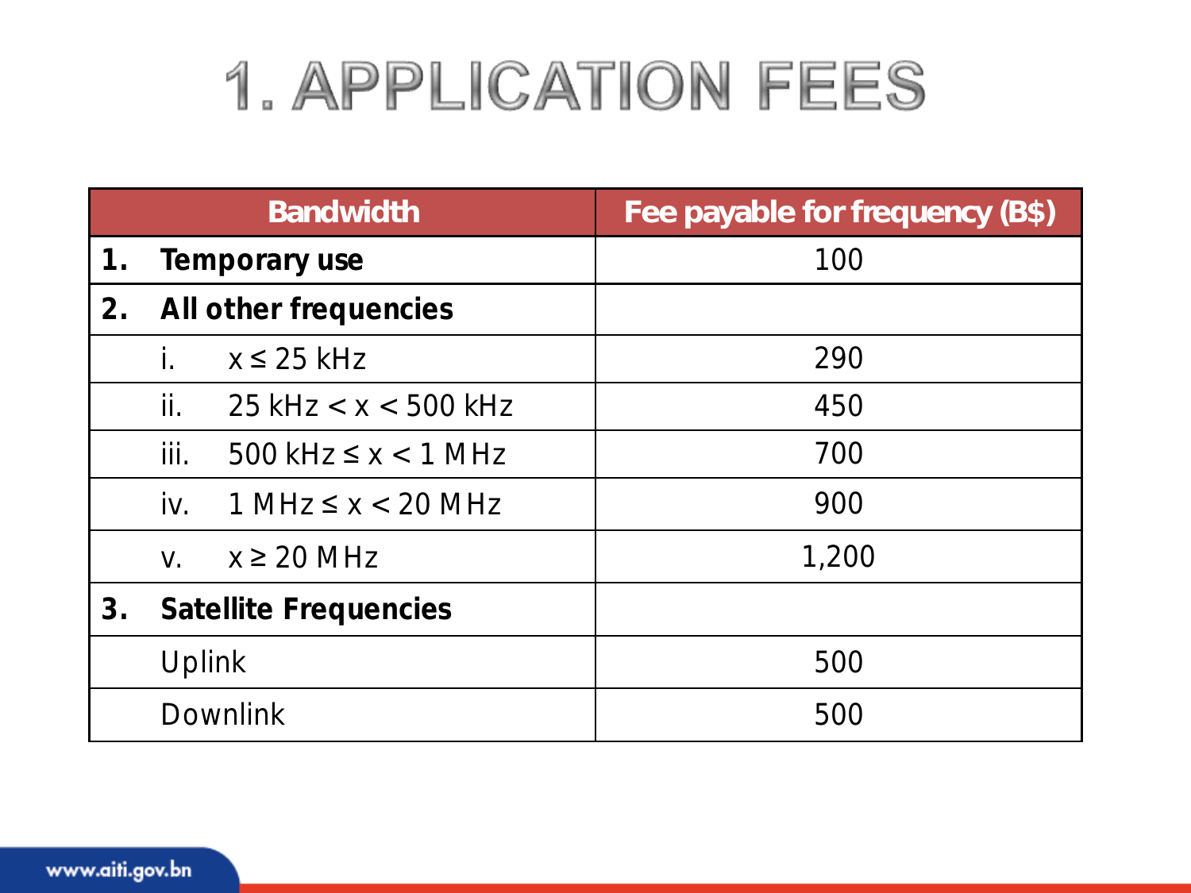# 1. APPLICATION FEES

| Bandwidth | Fee payable for frequency (B$) |
|---|---|
| **1. Temporary use** | 100 |
| **2. All other frequencies** | |
| i. x ≤ 25 kHz | 290 |
| ii. 25 kHz < x < 500 kHz | 450 |
| iii. 500 kHz ≤ x < 1 MHz | 700 |
| iv. 1 MHz ≤ x < 20 MHz | 900 |
| v. x ≥ 20 MHz | 1,200 |
| **3. Satellite Frequencies** | |
| Uplink | 500 |
| Downlink | 500 |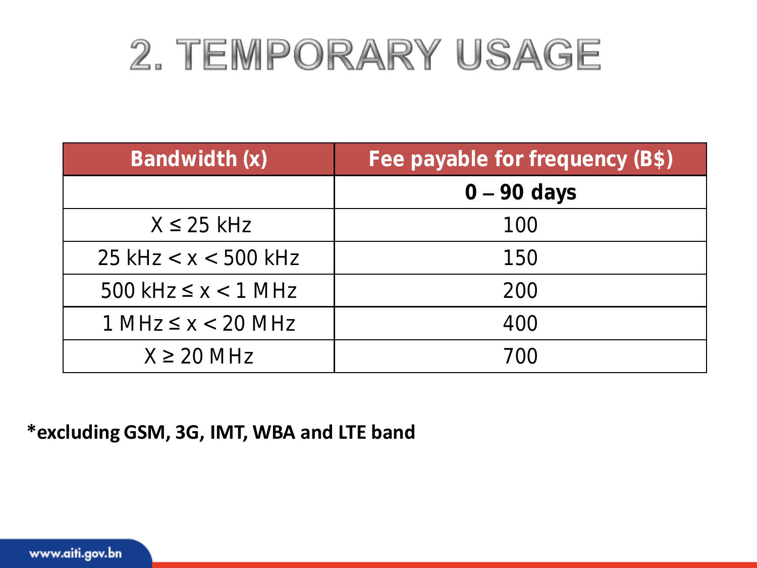# 2. TEMPORARY USAGE

| Bandwidth (x) | Fee payable for frequency (B$) |
|---|---|
| | **0 – 90 days** |
| X ≤ 25 kHz | 100 |
| 25 kHz < x < 500 kHz | 150 |
| 500 kHz ≤ x < 1 MHz | 200 |
| 1 MHz ≤ x < 20 MHz | 400 |
| X ≥ 20 MHz | 700 |

**\*excluding GSM, 3G, IMT, WBA and LTE band**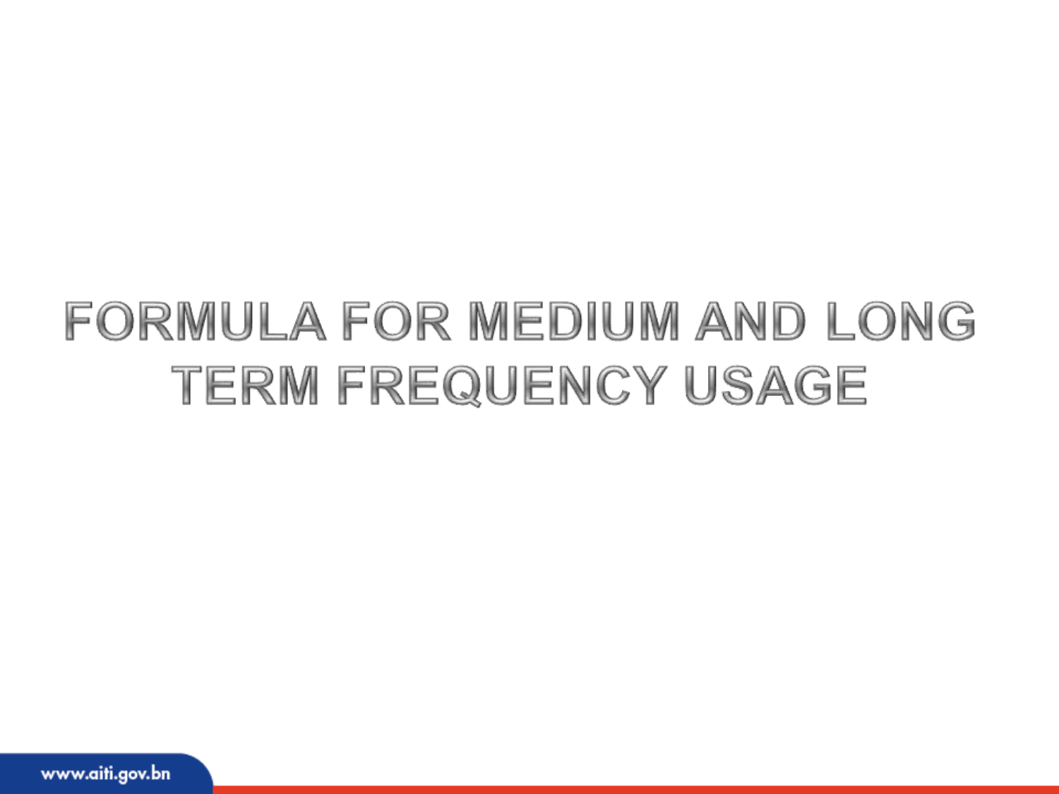# FORMULA FOR MEDIUM AND LONG TERM FREQUENCY USAGE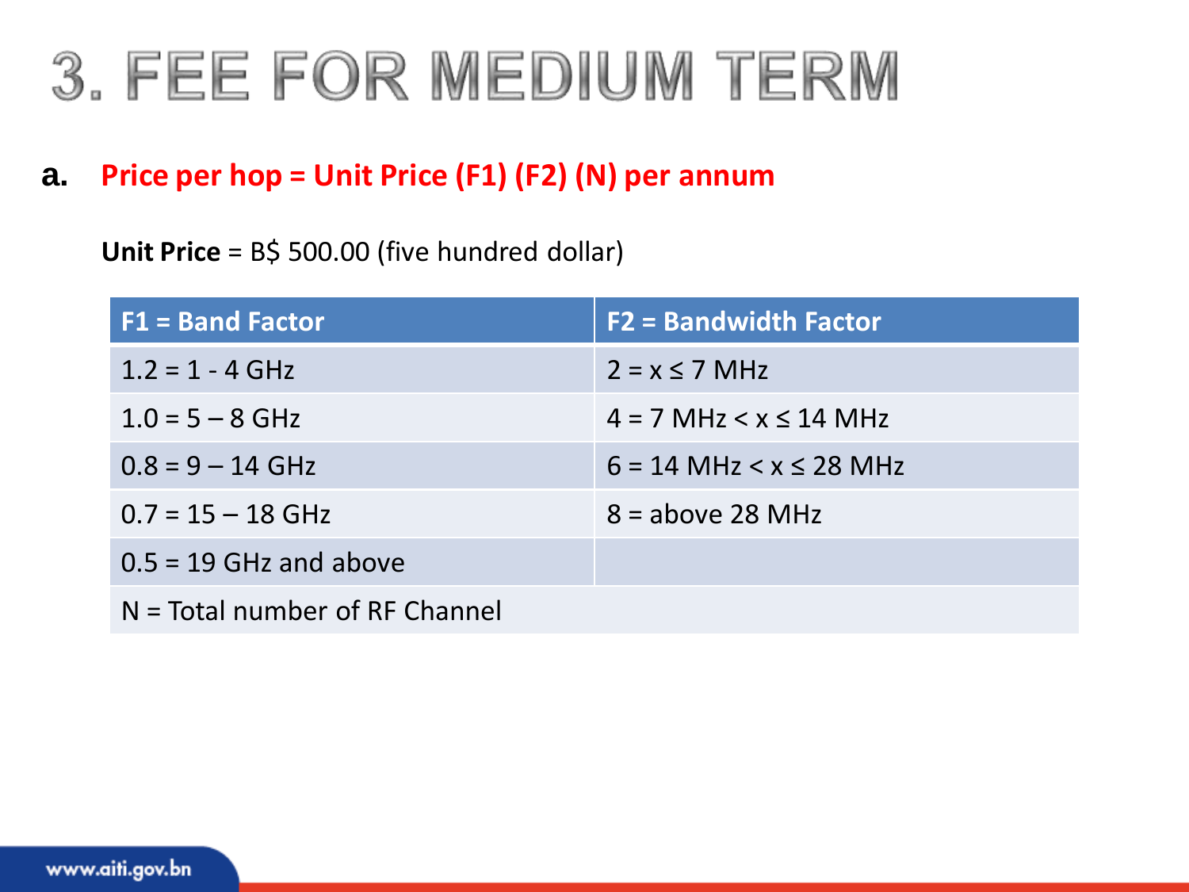# 3. FEE FOR MEDIUM TERM

**a. Price per hop = Unit Price (F1) (F2) (N) per annum**

**Unit Price** = B$ 500.00 (five hundred dollar)

| F1 = Band Factor | F2 = Bandwidth Factor |
| --- | --- |
| 1.2 = 1 - 4 GHz | 2 = x ≤ 7 MHz |
| 1.0 = 5 – 8 GHz | 4 = 7 MHz < x ≤ 14 MHz |
| 0.8 = 9 – 14 GHz | 6 = 14 MHz < x ≤ 28 MHz |
| 0.7 = 15 – 18 GHz | 8 = above 28 MHz |
| 0.5 = 19 GHz and above | |
| N = Total number of RF Channel | |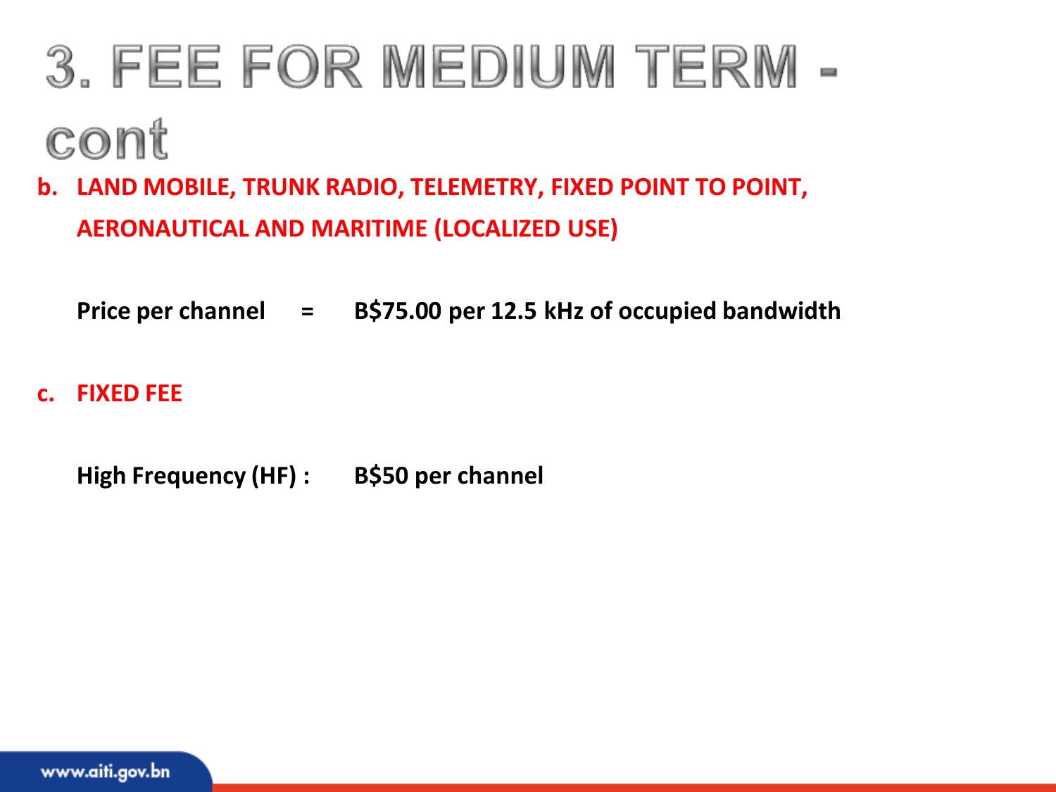# 3. FEE FOR MEDIUM TERM - cont

**b. LAND MOBILE, TRUNK RADIO, TELEMETRY, FIXED POINT TO POINT, AERONAUTICAL AND MARITIME (LOCALIZED USE)**

**Price per channel = B$75.00 per 12.5 kHz of occupied bandwidth**

**c. FIXED FEE**

**High Frequency (HF) : B$50 per channel**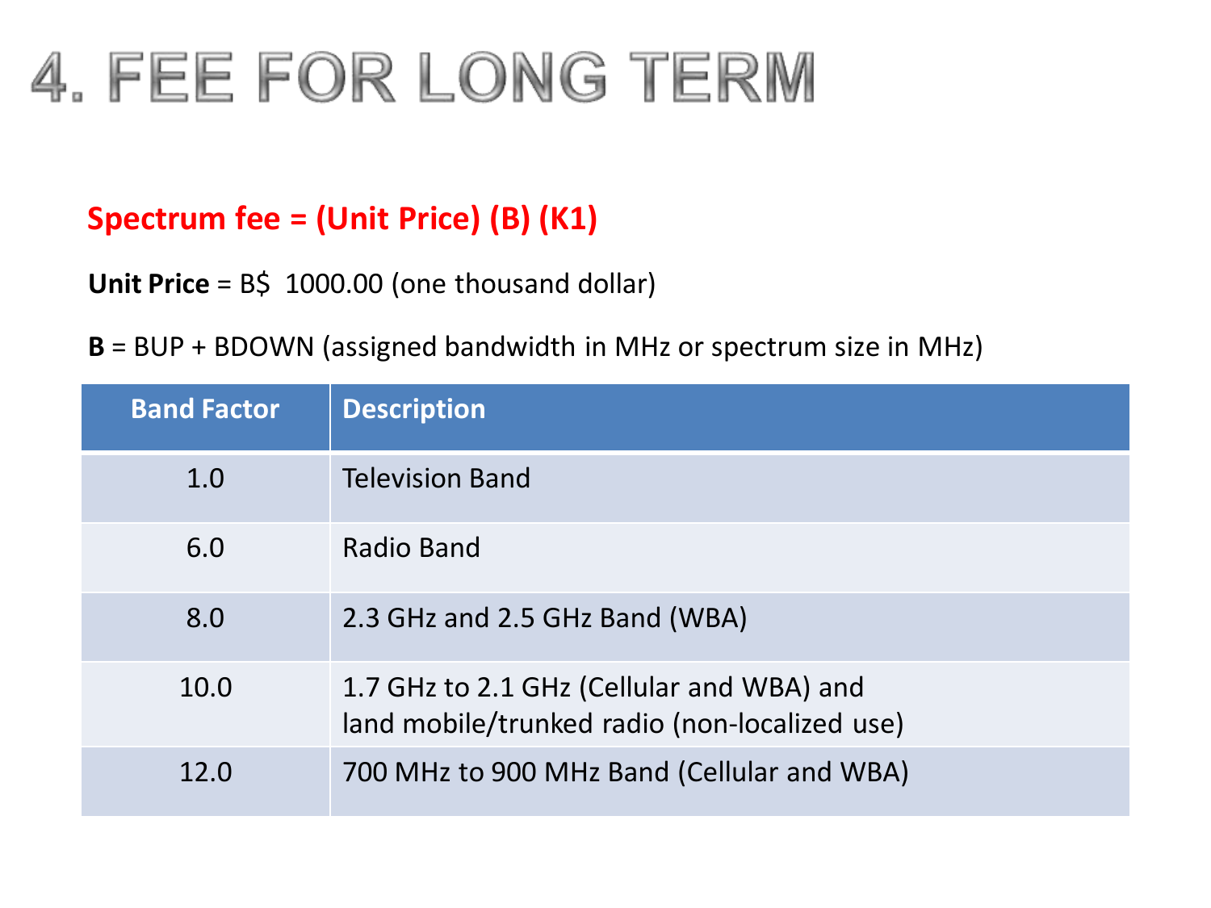# 4. FEE FOR LONG TERM

**Spectrum fee = (Unit Price) (B) (K1)**

**Unit Price** = B$ 1000.00 (one thousand dollar)

**B** = BUP + BDOWN (assigned bandwidth in MHz or spectrum size in MHz)

| Band Factor | Description |
|---|---|
| 1.0 | Television Band |
| 6.0 | Radio Band |
| 8.0 | 2.3 GHz and 2.5 GHz Band (WBA) |
| 10.0 | 1.7 GHz to 2.1 GHz (Cellular and WBA) and land mobile/trunked radio (non-localized use) |
| 12.0 | 700 MHz to 900 MHz Band (Cellular and WBA) |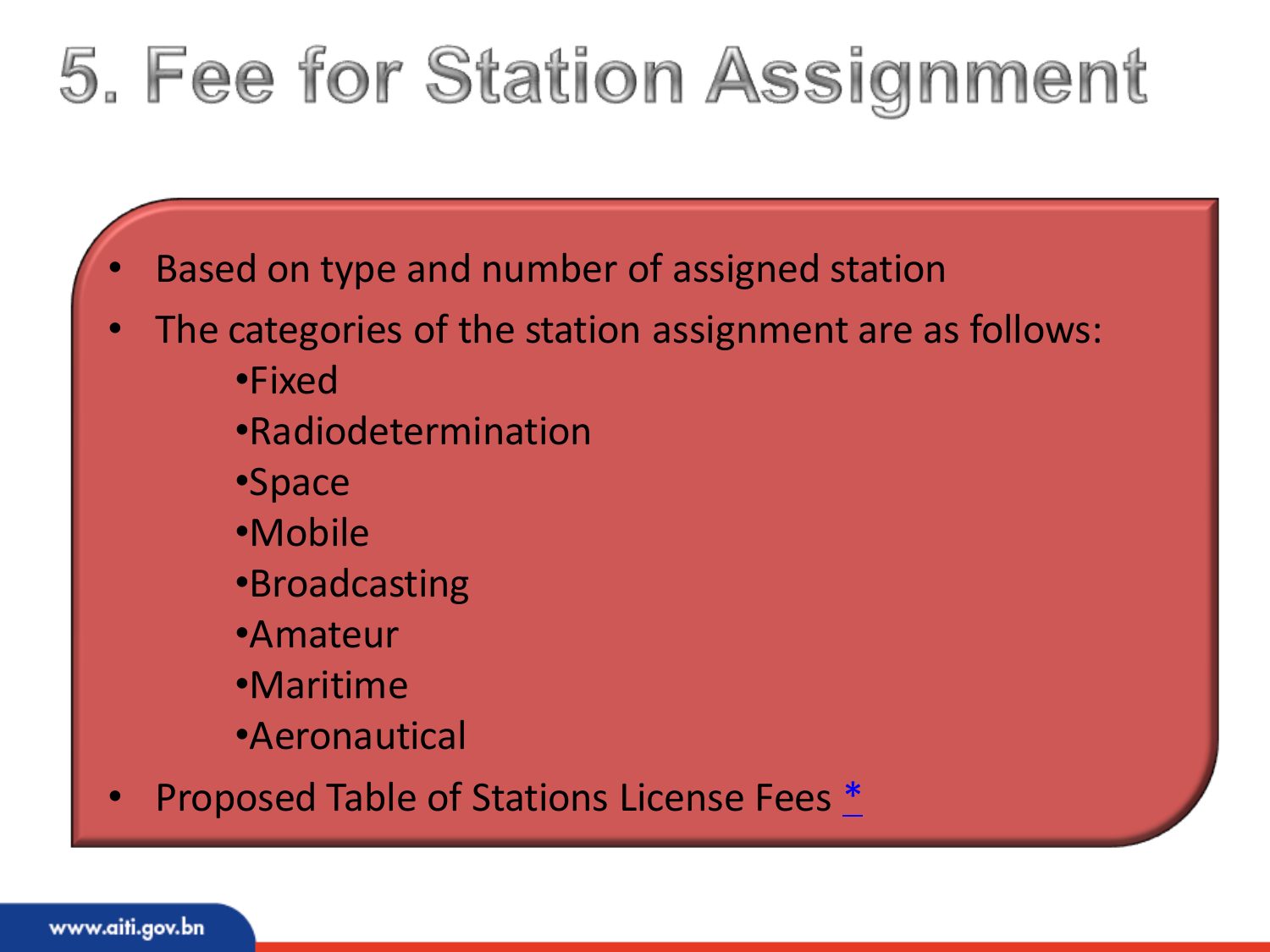# 5. Fee for Station Assignment

- Based on type and number of assigned station
- The categories of the station assignment are as follows:
  - Fixed
  - Radiodetermination
  - Space
  - Mobile
  - Broadcasting
  - Amateur
  - Maritime
  - Aeronautical
- Proposed Table of Stations License Fees *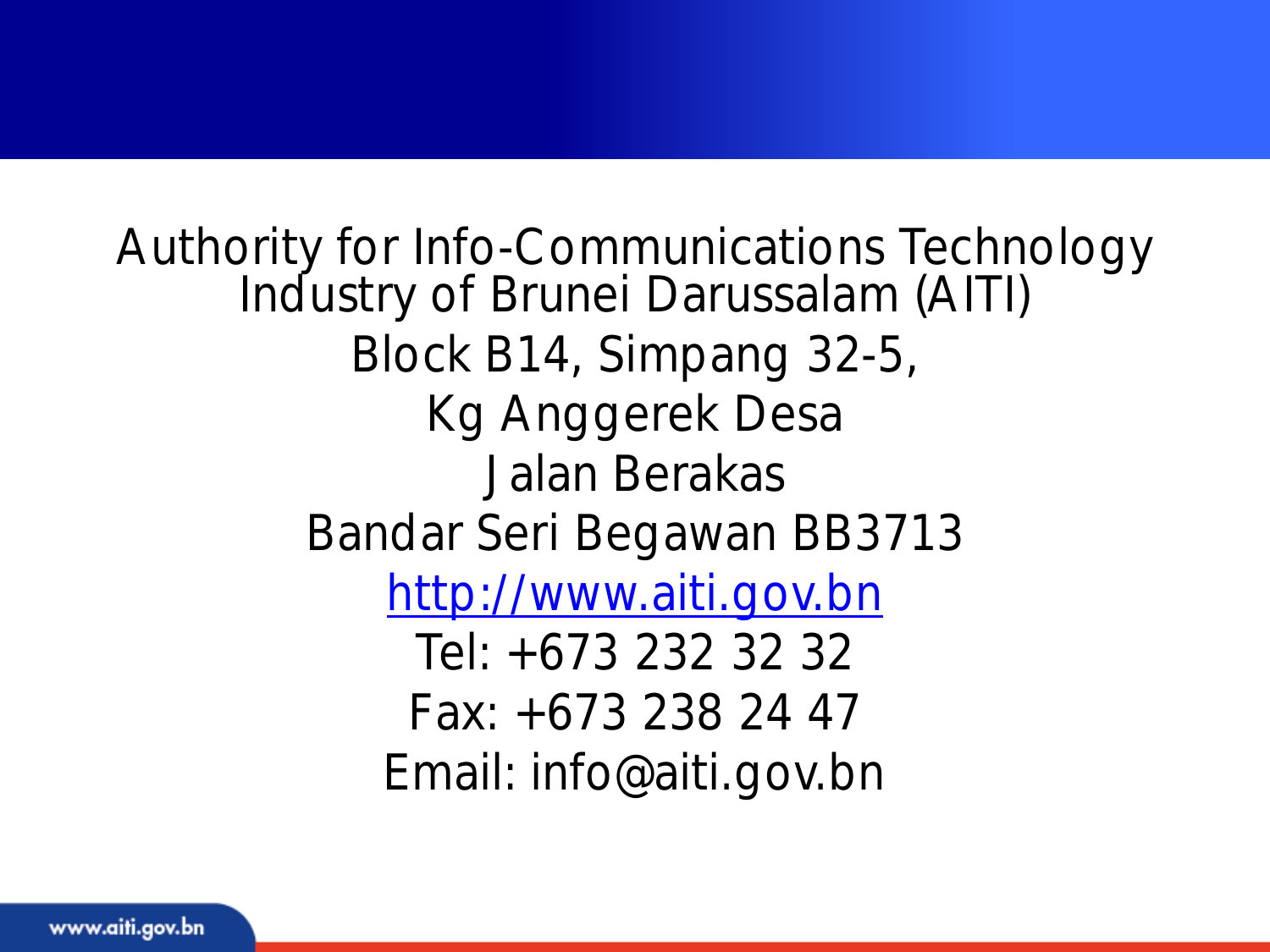Authority for Info-Communications Technology Industry of Brunei Darussalam (AITI)

Block B14, Simpang 32-5,

Kg Anggerek Desa

Jalan Berakas

Bandar Seri Begawan BB3713

http://www.aiti.gov.bn

Tel: +673 232 32 32

Fax: +673 238 24 47

Email: info@aiti.gov.bn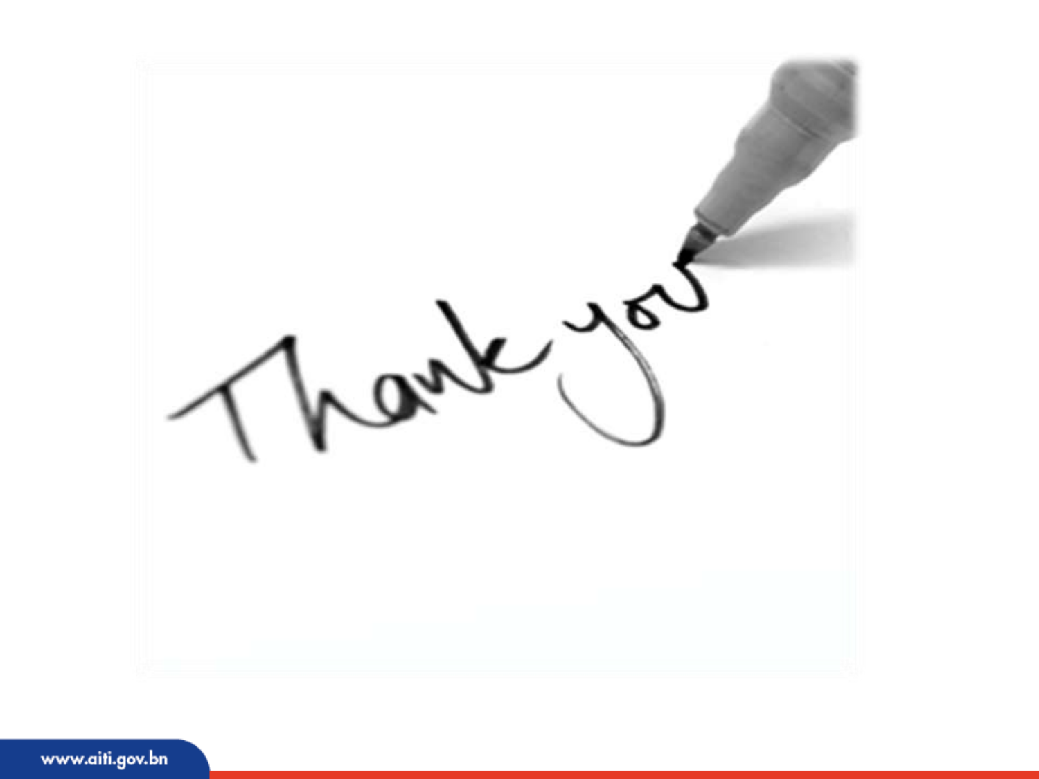Thank you